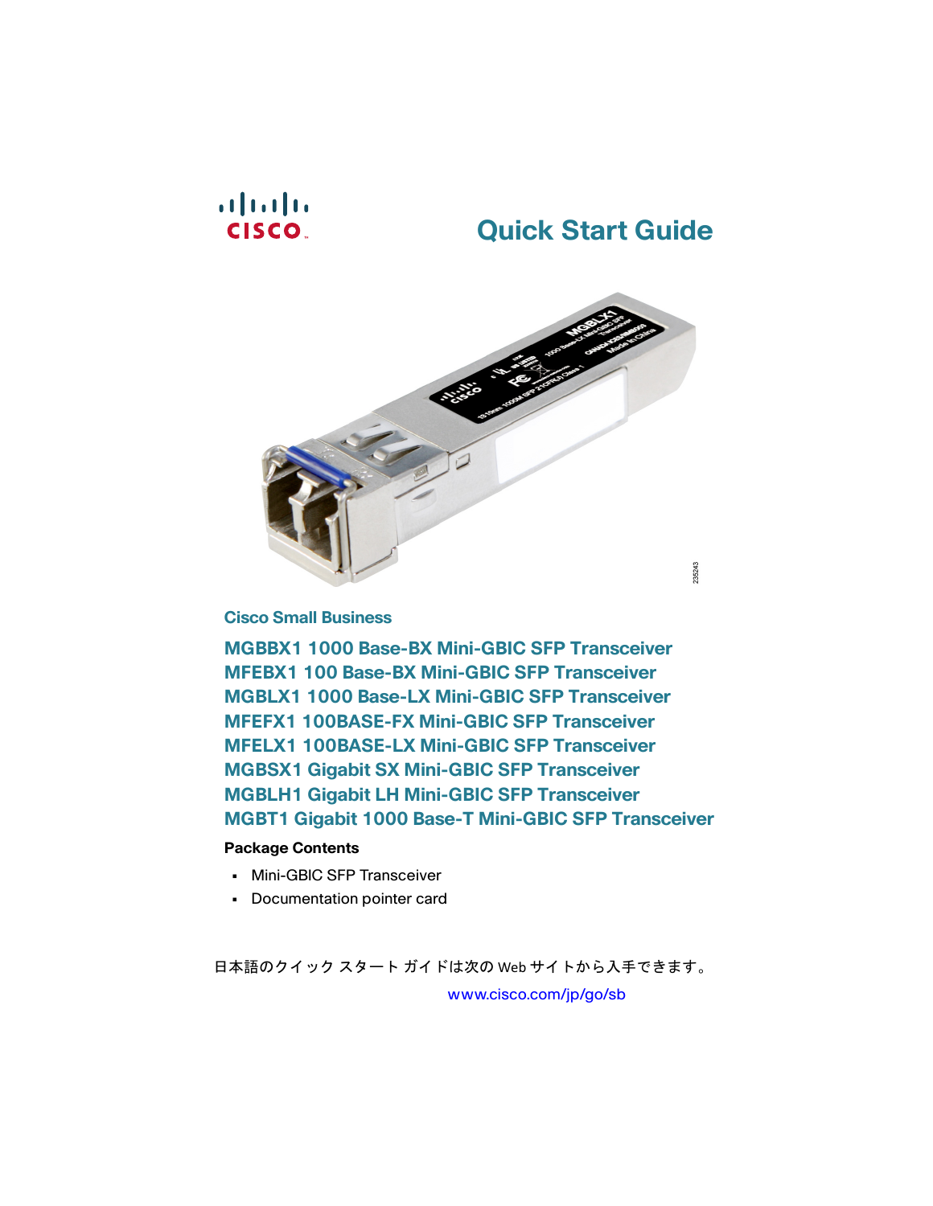# Quick Start Guide

235243

## Cisco Small Business

**MGBBX1 1000 Base-BX Mini-GBIC SFP Transceiver**
**MFEBX1 100 Base-BX Mini-GBIC SFP Transceiver**
**MGBLX1 1000 Base-LX Mini-GBIC SFP Transceiver**
**MFEFX1 100BASE-FX Mini-GBIC SFP Transceiver**
**MFELX1 100BASE-LX Mini-GBIC SFP Transceiver**
**MGBSX1 Gigabit SX Mini-GBIC SFP Transceiver**
**MGBLH1 Gigabit LH Mini-GBIC SFP Transceiver**
**MGBT1 Gigabit 1000 Base-T Mini-GBIC SFP Transceiver**

**Package Contents**

- Mini-GBIC SFP Transceiver
- Documentation pointer card

日本語のクイック スタート ガイドは次の Web サイトから入手できます。

www.cisco.com/jp/go/sb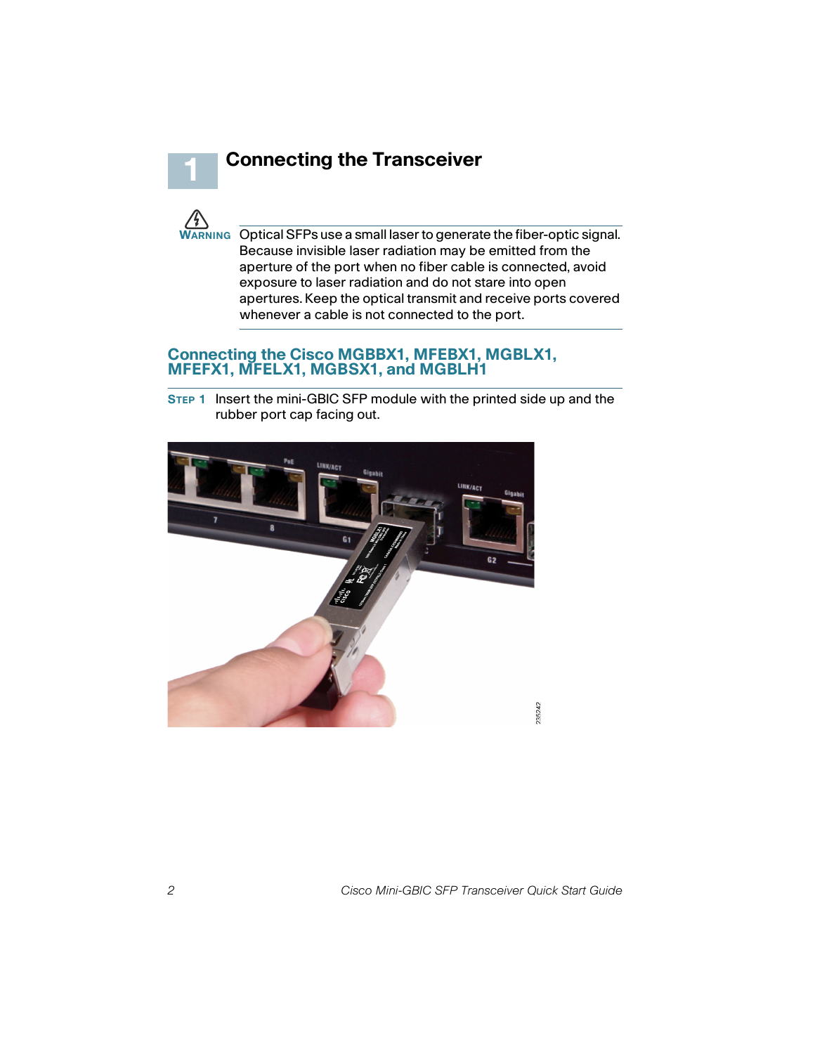# 1 Connecting the Transceiver

**WARNING** Optical SFPs use a small laser to generate the fiber-optic signal. Because invisible laser radiation may be emitted from the aperture of the port when no fiber cable is connected, avoid exposure to laser radiation and do not stare into open apertures. Keep the optical transmit and receive ports covered whenever a cable is not connected to the port.

## Connecting the Cisco MGBBX1, MFEBX1, MGBLX1, MFEFX1, MFELX1, MGBSX1, and MGBLH1

**STEP 1** Insert the mini-GBIC SFP module with the printed side up and the rubber port cap facing out.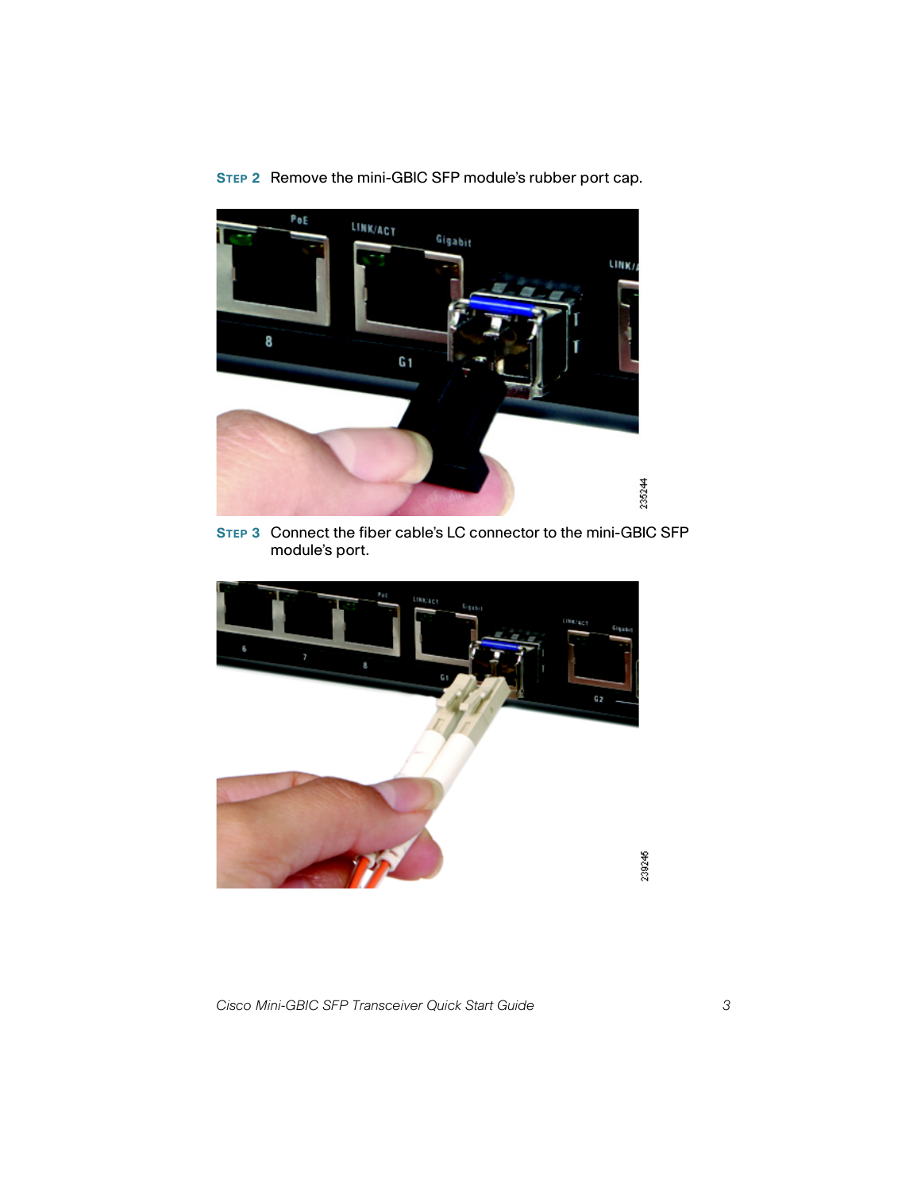**STEP 2** Remove the mini-GBIC SFP module's rubber port cap.

**STEP 3** Connect the fiber cable's LC connector to the mini-GBIC SFP module's port.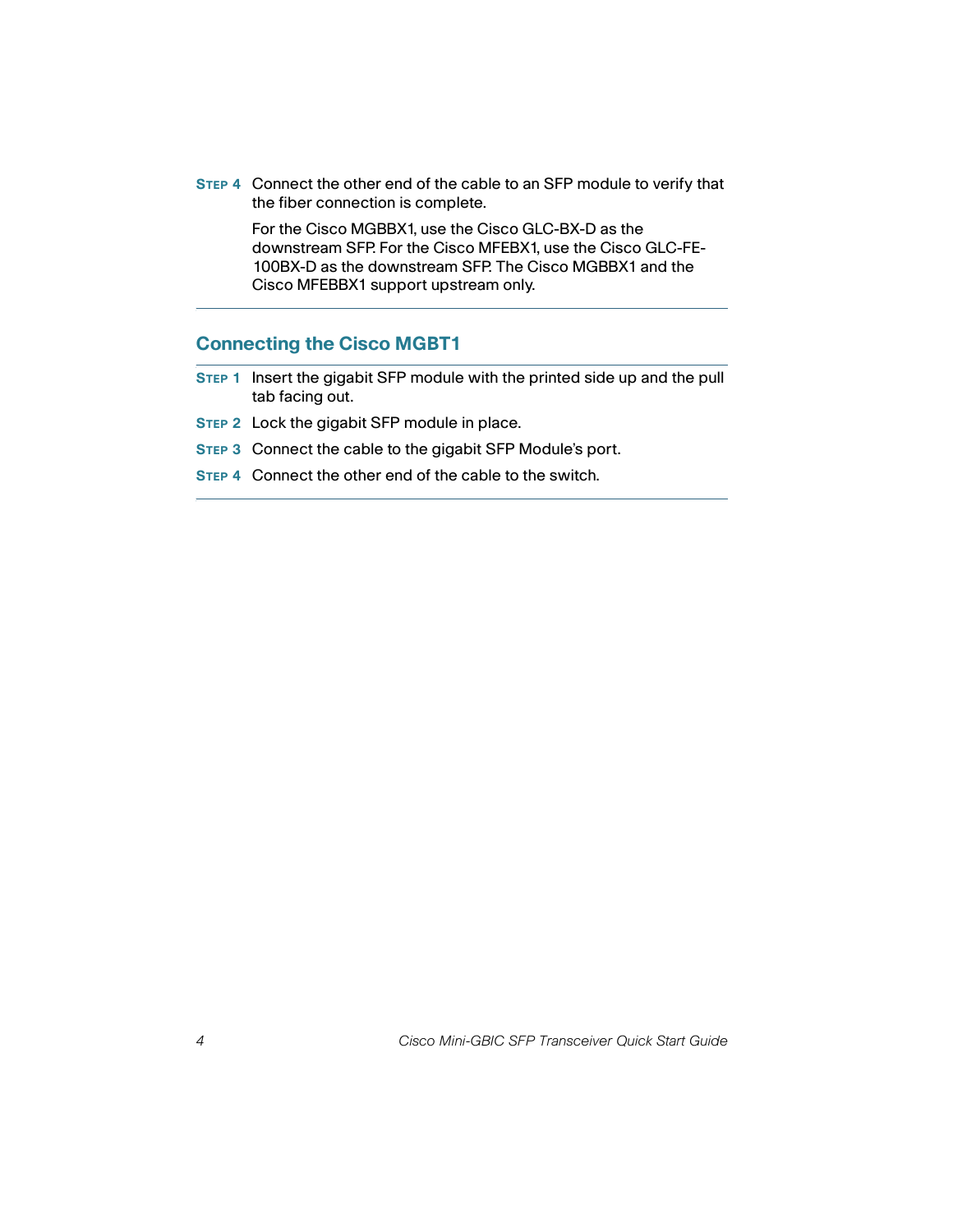**STEP 4** Connect the other end of the cable to an SFP module to verify that the fiber connection is complete.

For the Cisco MGBBX1, use the Cisco GLC-BX-D as the downstream SFP. For the Cisco MFEBX1, use the Cisco GLC-FE-100BX-D as the downstream SFP. The Cisco MGBBX1 and the Cisco MFEBBX1 support upstream only.

---

## Connecting the Cisco MGBT1

**STEP 1** Insert the gigabit SFP module with the printed side up and the pull tab facing out.

**STEP 2** Lock the gigabit SFP module in place.

**STEP 3** Connect the cable to the gigabit SFP Module's port.

**STEP 4** Connect the other end of the cable to the switch.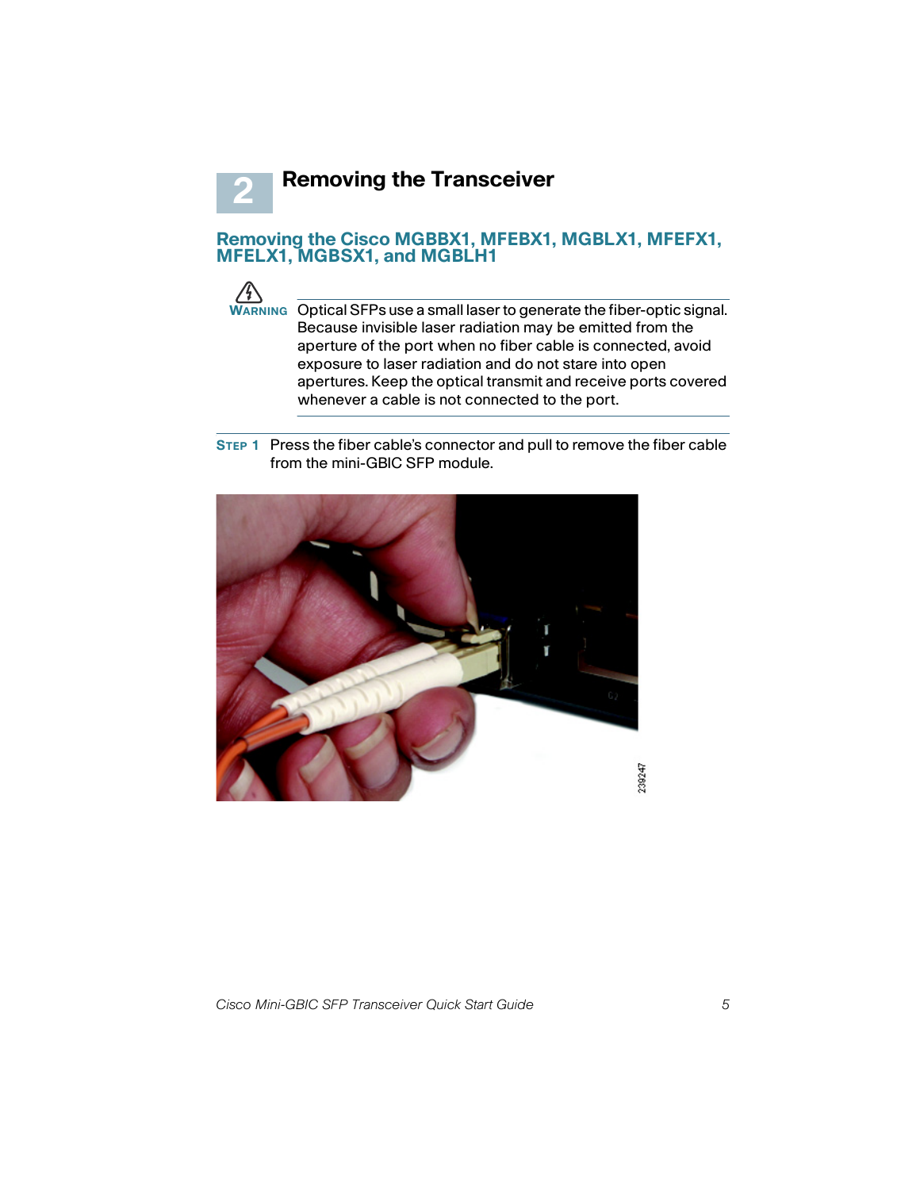# 2 Removing the Transceiver

## Removing the Cisco MGBBX1, MFEBX1, MGBLX1, MFEFX1, MFELX1, MGBSX1, and MGBLH1

**WARNING** Optical SFPs use a small laser to generate the fiber-optic signal. Because invisible laser radiation may be emitted from the aperture of the port when no fiber cable is connected, avoid exposure to laser radiation and do not stare into open apertures. Keep the optical transmit and receive ports covered whenever a cable is not connected to the port.

**STEP 1** Press the fiber cable's connector and pull to remove the fiber cable from the mini-GBIC SFP module.

239247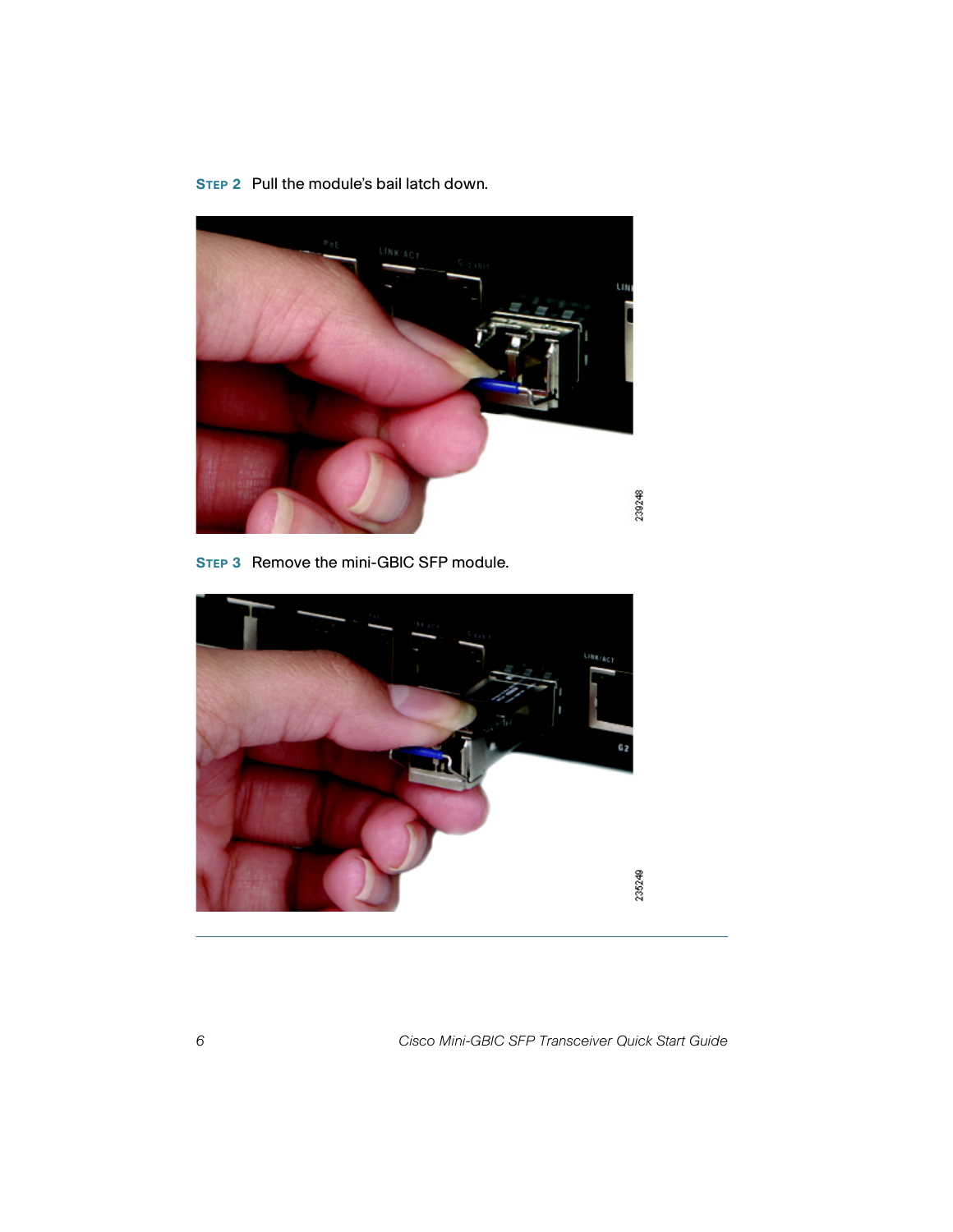**STEP 2** Pull the module's bail latch down.

**STEP 3** Remove the mini-GBIC SFP module.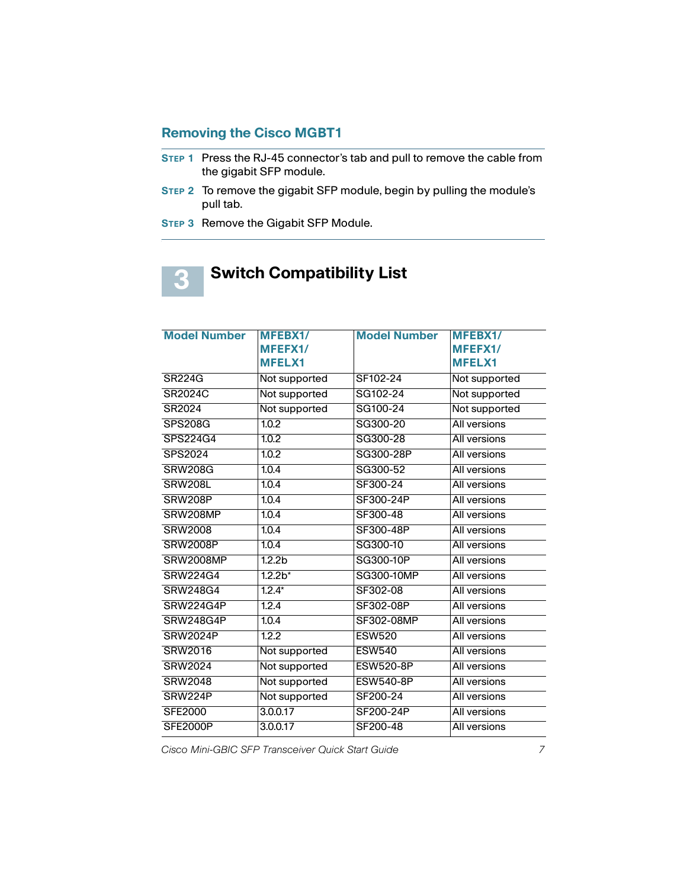## Removing the Cisco MGBT1

**STEP 1** Press the RJ-45 connector's tab and pull to remove the cable from the gigabit SFP module.

**STEP 2** To remove the gigabit SFP module, begin by pulling the module's pull tab.

**STEP 3** Remove the Gigabit SFP Module.

# 3 Switch Compatibility List

| Model Number | MFEBX1/ MFEFX1/ MFELX1 | Model Number | MFEBX1/ MFEFX1/ MFELX1 |
|---|---|---|---|
| SR224G | Not supported | SF102-24 | Not supported |
| SR2024C | Not supported | SG102-24 | Not supported |
| SR2024 | Not supported | SG100-24 | Not supported |
| SPS208G | 1.0.2 | SG300-20 | All versions |
| SPS224G4 | 1.0.2 | SG300-28 | All versions |
| SPS2024 | 1.0.2 | SG300-28P | All versions |
| SRW208G | 1.0.4 | SG300-52 | All versions |
| SRW208L | 1.0.4 | SF300-24 | All versions |
| SRW208P | 1.0.4 | SF300-24P | All versions |
| SRW208MP | 1.0.4 | SF300-48 | All versions |
| SRW2008 | 1.0.4 | SF300-48P | All versions |
| SRW2008P | 1.0.4 | SG300-10 | All versions |
| SRW2008MP | 1.2.2b | SG300-10P | All versions |
| SRW224G4 | 1.2.2b* | SG300-10MP | All versions |
| SRW248G4 | 1.2.4* | SF302-08 | All versions |
| SRW224G4P | 1.2.4 | SF302-08P | All versions |
| SRW248G4P | 1.0.4 | SF302-08MP | All versions |
| SRW2024P | 1.2.2 | ESW520 | All versions |
| SRW2016 | Not supported | ESW540 | All versions |
| SRW2024 | Not supported | ESW520-8P | All versions |
| SRW2048 | Not supported | ESW540-8P | All versions |
| SRW224P | Not supported | SF200-24 | All versions |
| SFE2000 | 3.0.0.17 | SF200-24P | All versions |
| SFE2000P | 3.0.0.17 | SF200-48 | All versions |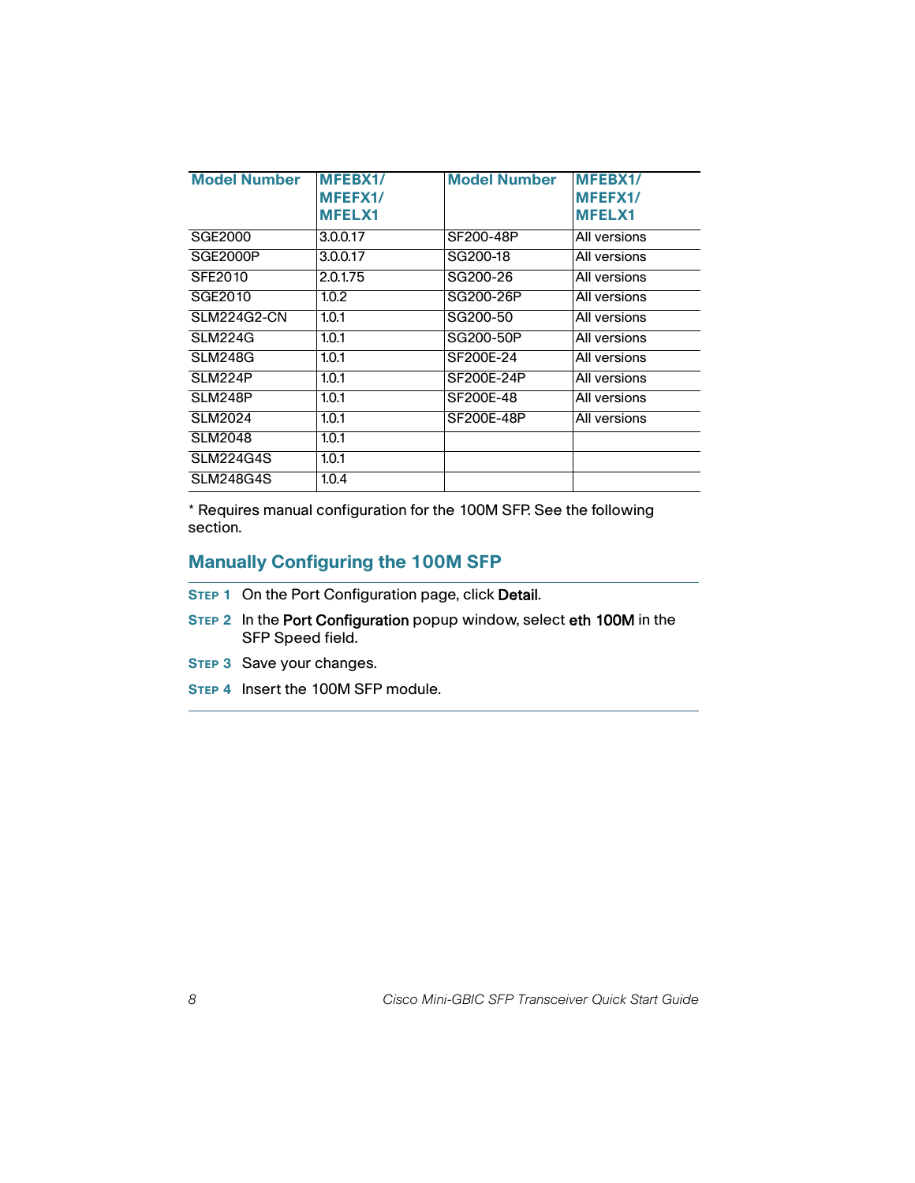| Model Number | MFEBX1/ MFEFX1/ MFELX1 | Model Number | MFEBX1/ MFEFX1/ MFELX1 |
|---|---|---|---|
| SGE2000 | 3.0.0.17 | SF200-48P | All versions |
| SGE2000P | 3.0.0.17 | SG200-18 | All versions |
| SFE2010 | 2.0.1.75 | SG200-26 | All versions |
| SGE2010 | 1.0.2 | SG200-26P | All versions |
| SLM224G2-CN | 1.0.1 | SG200-50 | All versions |
| SLM224G | 1.0.1 | SG200-50P | All versions |
| SLM248G | 1.0.1 | SF200E-24 | All versions |
| SLM224P | 1.0.1 | SF200E-24P | All versions |
| SLM248P | 1.0.1 | SF200E-48 | All versions |
| SLM2024 | 1.0.1 | SF200E-48P | All versions |
| SLM2048 | 1.0.1 | | |
| SLM224G4S | 1.0.1 | | |
| SLM248G4S | 1.0.4 | | |

* Requires manual configuration for the 100M SFP. See the following section.

## Manually Configuring the 100M SFP

**STEP 1** On the Port Configuration page, click **Detail**.

**STEP 2** In the **Port Configuration** popup window, select **eth 100M** in the SFP Speed field.

**STEP 3** Save your changes.

**STEP 4** Insert the 100M SFP module.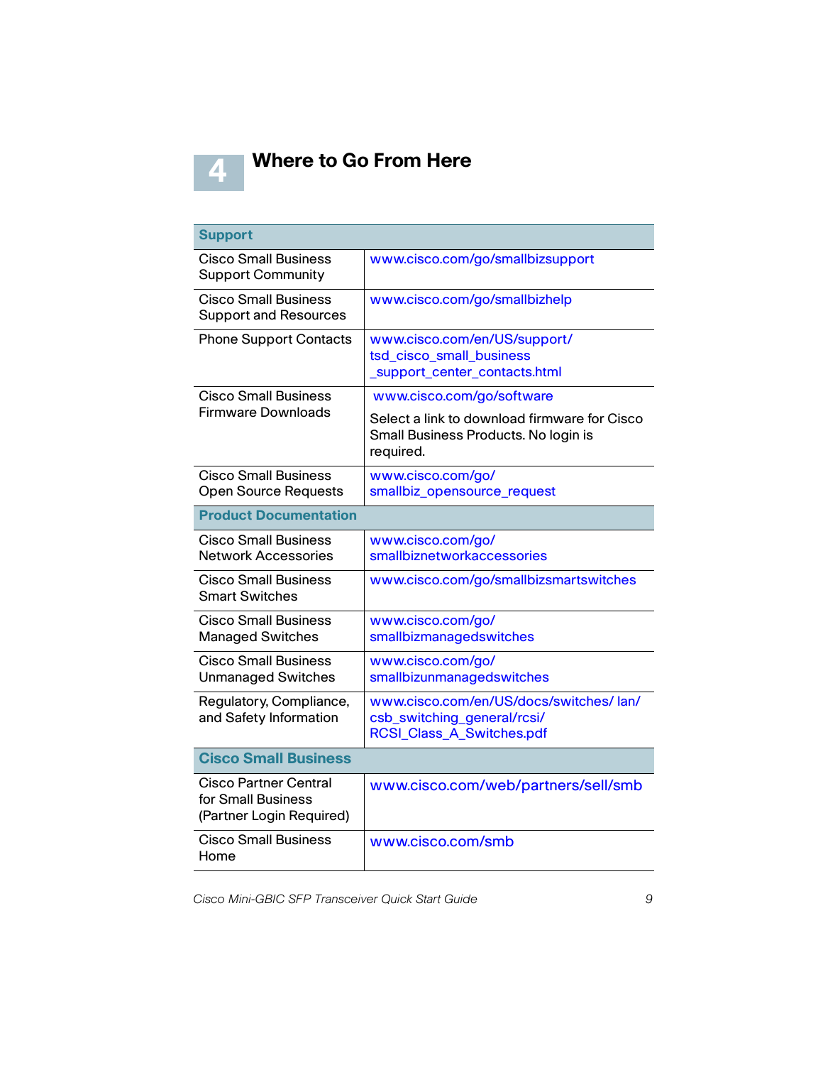# 4 Where to Go From Here

| Support | |
|---|---|
| Cisco Small Business Support Community | www.cisco.com/go/smallbizsupport |
| Cisco Small Business Support and Resources | www.cisco.com/go/smallbizhelp |
| Phone Support Contacts | www.cisco.com/en/US/support/tsd_cisco_small_business_support_center_contacts.html |
| Cisco Small Business Firmware Downloads | www.cisco.com/go/software<br>Select a link to download firmware for Cisco Small Business Products. No login is required. |
| Cisco Small Business Open Source Requests | www.cisco.com/go/smallbiz_opensource_request |
| **Product Documentation** | |
| Cisco Small Business Network Accessories | www.cisco.com/go/smallbiznetworkaccessories |
| Cisco Small Business Smart Switches | www.cisco.com/go/smallbizsmartswitches |
| Cisco Small Business Managed Switches | www.cisco.com/go/smallbizmanagedswitches |
| Cisco Small Business Unmanaged Switches | www.cisco.com/go/smallbizunmanagedswitches |
| Regulatory, Compliance, and Safety Information | www.cisco.com/en/US/docs/switches/ lan/csb_switching_general/rcsi/RCSI_Class_A_Switches.pdf |
| **Cisco Small Business** | |
| Cisco Partner Central for Small Business (Partner Login Required) | www.cisco.com/web/partners/sell/smb |
| Cisco Small Business Home | www.cisco.com/smb |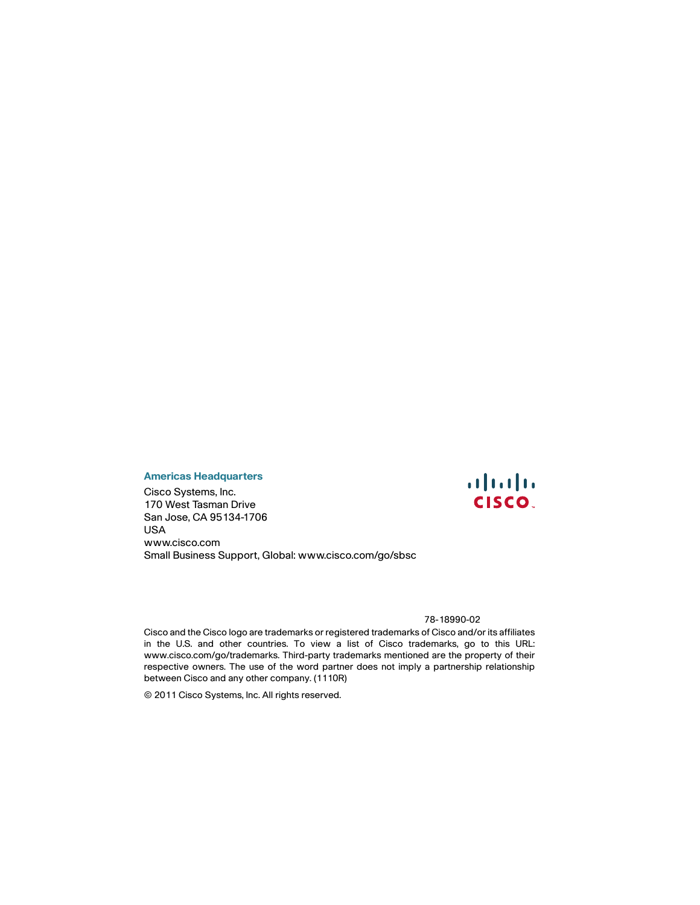**Americas Headquarters**

Cisco Systems, Inc.
170 West Tasman Drive
San Jose, CA 95134-1706
USA
www.cisco.com
Small Business Support, Global: www.cisco.com/go/sbsc

78-18990-02

Cisco and the Cisco logo are trademarks or registered trademarks of Cisco and/or its affiliates in the U.S. and other countries. To view a list of Cisco trademarks, go to this URL: www.cisco.com/go/trademarks. Third-party trademarks mentioned are the property of their respective owners. The use of the word partner does not imply a partnership relationship between Cisco and any other company. (1110R)

© 2011 Cisco Systems, Inc. All rights reserved.